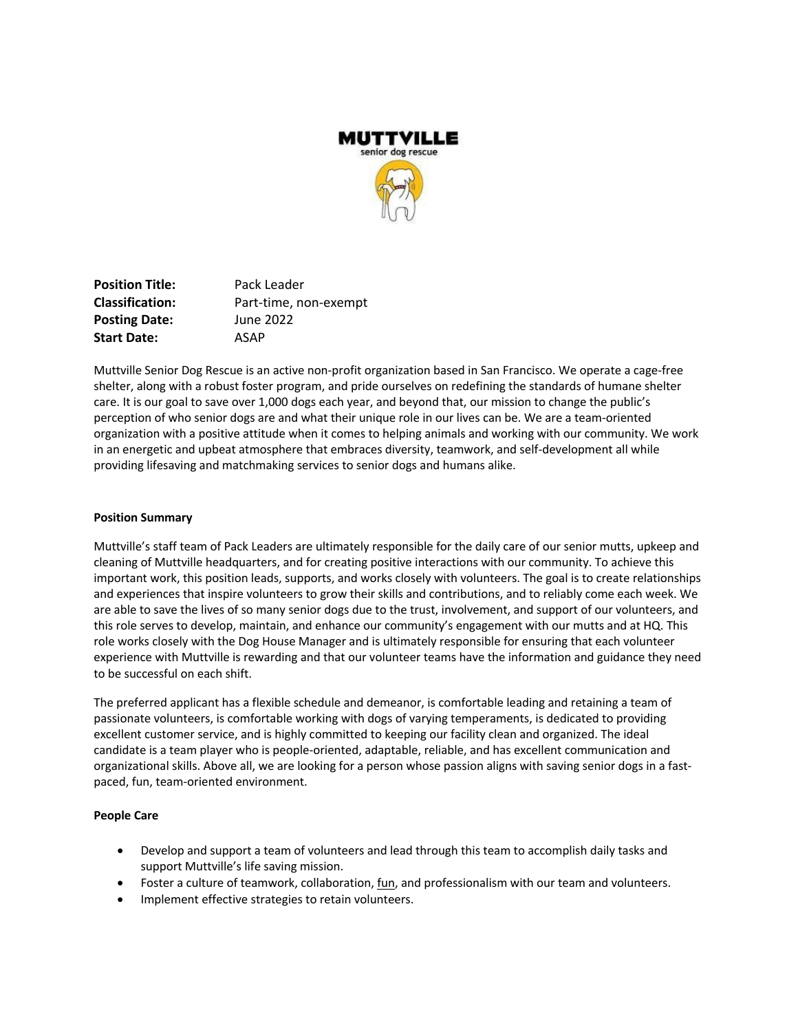**MUTTVILLE**
senior dog rescue

**Position Title:** Pack Leader
**Classification:** Part-time, non-exempt
**Posting Date:** June 2022
**Start Date:** ASAP

Muttville Senior Dog Rescue is an active non-profit organization based in San Francisco. We operate a cage-free shelter, along with a robust foster program, and pride ourselves on redefining the standards of humane shelter care. It is our goal to save over 1,000 dogs each year, and beyond that, our mission to change the public's perception of who senior dogs are and what their unique role in our lives can be. We are a team-oriented organization with a positive attitude when it comes to helping animals and working with our community. We work in an energetic and upbeat atmosphere that embraces diversity, teamwork, and self-development all while providing lifesaving and matchmaking services to senior dogs and humans alike.

**Position Summary**

Muttville's staff team of Pack Leaders are ultimately responsible for the daily care of our senior mutts, upkeep and cleaning of Muttville headquarters, and for creating positive interactions with our community. To achieve this important work, this position leads, supports, and works closely with volunteers. The goal is to create relationships and experiences that inspire volunteers to grow their skills and contributions, and to reliably come each week. We are able to save the lives of so many senior dogs due to the trust, involvement, and support of our volunteers, and this role serves to develop, maintain, and enhance our community's engagement with our mutts and at HQ. This role works closely with the Dog House Manager and is ultimately responsible for ensuring that each volunteer experience with Muttville is rewarding and that our volunteer teams have the information and guidance they need to be successful on each shift.

The preferred applicant has a flexible schedule and demeanor, is comfortable leading and retaining a team of passionate volunteers, is comfortable working with dogs of varying temperaments, is dedicated to providing excellent customer service, and is highly committed to keeping our facility clean and organized. The ideal candidate is a team player who is people-oriented, adaptable, reliable, and has excellent communication and organizational skills. Above all, we are looking for a person whose passion aligns with saving senior dogs in a fast-paced, fun, team-oriented environment.

**People Care**

- Develop and support a team of volunteers and lead through this team to accomplish daily tasks and support Muttville's life saving mission.
- Foster a culture of teamwork, collaboration, fun, and professionalism with our team and volunteers.
- Implement effective strategies to retain volunteers.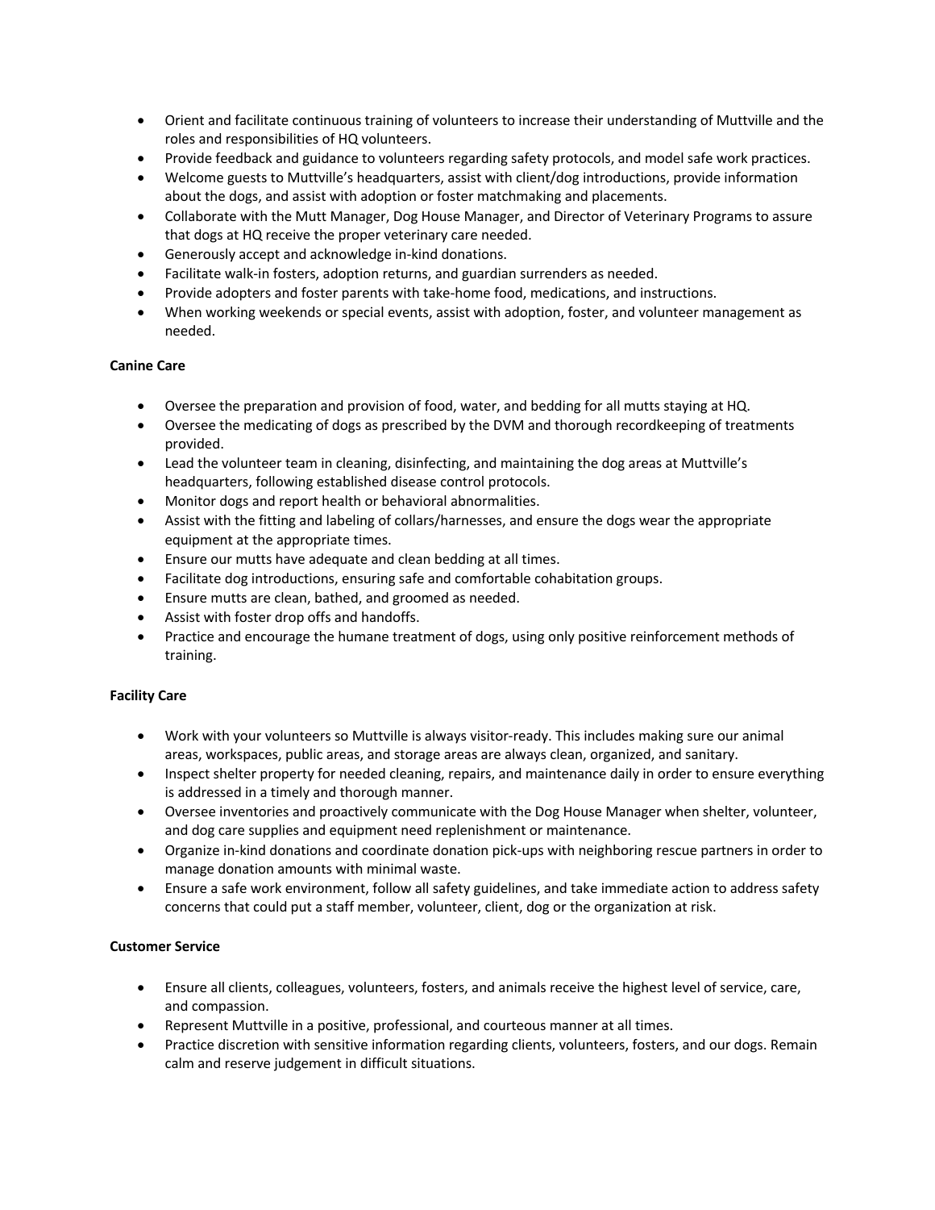- Orient and facilitate continuous training of volunteers to increase their understanding of Muttville and the roles and responsibilities of HQ volunteers.
- Provide feedback and guidance to volunteers regarding safety protocols, and model safe work practices.
- Welcome guests to Muttville's headquarters, assist with client/dog introductions, provide information about the dogs, and assist with adoption or foster matchmaking and placements.
- Collaborate with the Mutt Manager, Dog House Manager, and Director of Veterinary Programs to assure that dogs at HQ receive the proper veterinary care needed.
- Generously accept and acknowledge in-kind donations.
- Facilitate walk-in fosters, adoption returns, and guardian surrenders as needed.
- Provide adopters and foster parents with take-home food, medications, and instructions.
- When working weekends or special events, assist with adoption, foster, and volunteer management as needed.

**Canine Care**

- Oversee the preparation and provision of food, water, and bedding for all mutts staying at HQ.
- Oversee the medicating of dogs as prescribed by the DVM and thorough recordkeeping of treatments provided.
- Lead the volunteer team in cleaning, disinfecting, and maintaining the dog areas at Muttville's headquarters, following established disease control protocols.
- Monitor dogs and report health or behavioral abnormalities.
- Assist with the fitting and labeling of collars/harnesses, and ensure the dogs wear the appropriate equipment at the appropriate times.
- Ensure our mutts have adequate and clean bedding at all times.
- Facilitate dog introductions, ensuring safe and comfortable cohabitation groups.
- Ensure mutts are clean, bathed, and groomed as needed.
- Assist with foster drop offs and handoffs.
- Practice and encourage the humane treatment of dogs, using only positive reinforcement methods of training.

**Facility Care**

- Work with your volunteers so Muttville is always visitor-ready. This includes making sure our animal areas, workspaces, public areas, and storage areas are always clean, organized, and sanitary.
- Inspect shelter property for needed cleaning, repairs, and maintenance daily in order to ensure everything is addressed in a timely and thorough manner.
- Oversee inventories and proactively communicate with the Dog House Manager when shelter, volunteer, and dog care supplies and equipment need replenishment or maintenance.
- Organize in-kind donations and coordinate donation pick-ups with neighboring rescue partners in order to manage donation amounts with minimal waste.
- Ensure a safe work environment, follow all safety guidelines, and take immediate action to address safety concerns that could put a staff member, volunteer, client, dog or the organization at risk.

**Customer Service**

- Ensure all clients, colleagues, volunteers, fosters, and animals receive the highest level of service, care, and compassion.
- Represent Muttville in a positive, professional, and courteous manner at all times.
- Practice discretion with sensitive information regarding clients, volunteers, fosters, and our dogs. Remain calm and reserve judgement in difficult situations.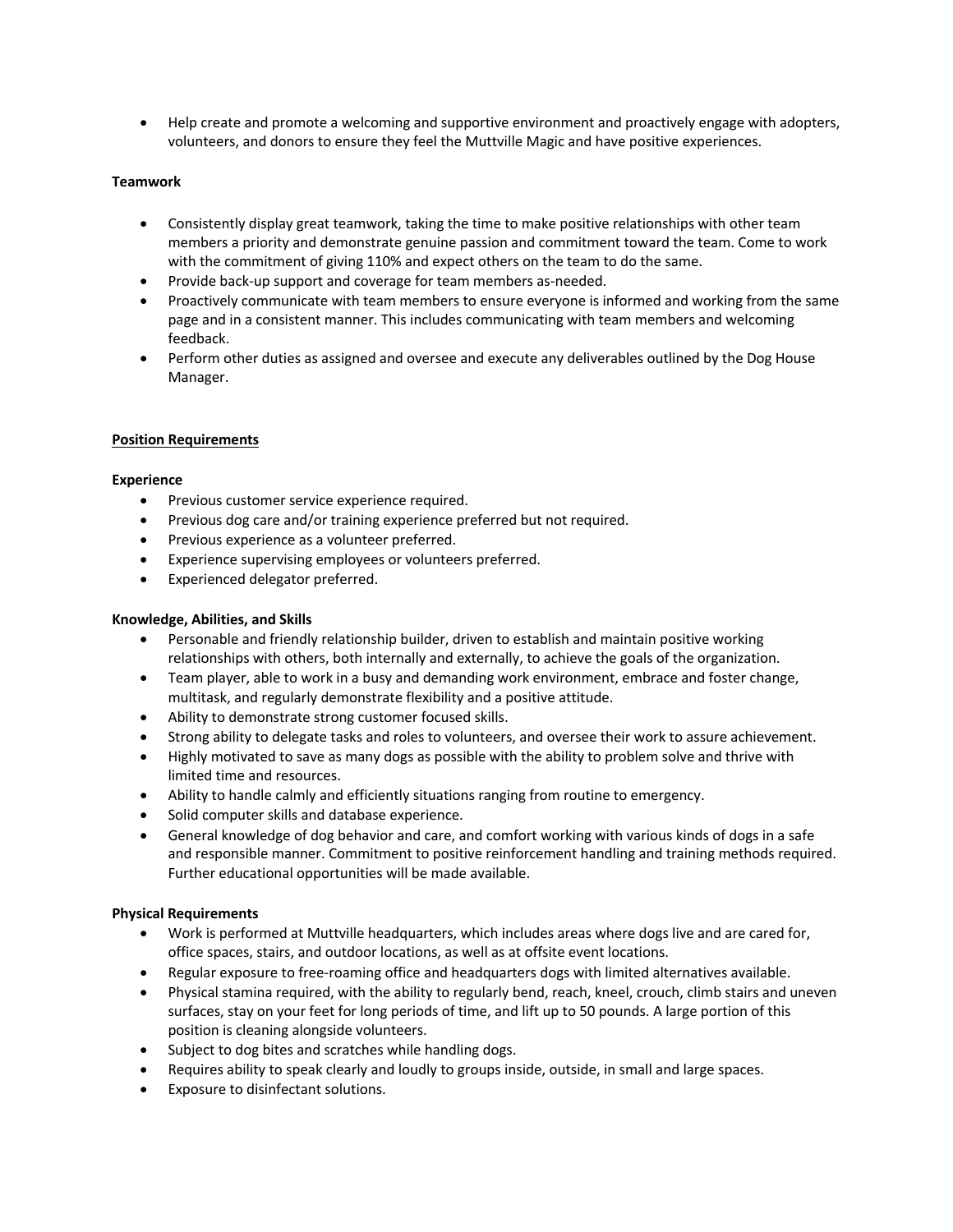- Help create and promote a welcoming and supportive environment and proactively engage with adopters, volunteers, and donors to ensure they feel the Muttville Magic and have positive experiences.

**Teamwork**

- Consistently display great teamwork, taking the time to make positive relationships with other team members a priority and demonstrate genuine passion and commitment toward the team. Come to work with the commitment of giving 110% and expect others on the team to do the same.
- Provide back-up support and coverage for team members as-needed.
- Proactively communicate with team members to ensure everyone is informed and working from the same page and in a consistent manner. This includes communicating with team members and welcoming feedback.
- Perform other duties as assigned and oversee and execute any deliverables outlined by the Dog House Manager.

## Position Requirements

**Experience**

- Previous customer service experience required.
- Previous dog care and/or training experience preferred but not required.
- Previous experience as a volunteer preferred.
- Experience supervising employees or volunteers preferred.
- Experienced delegator preferred.

**Knowledge, Abilities, and Skills**

- Personable and friendly relationship builder, driven to establish and maintain positive working relationships with others, both internally and externally, to achieve the goals of the organization.
- Team player, able to work in a busy and demanding work environment, embrace and foster change, multitask, and regularly demonstrate flexibility and a positive attitude.
- Ability to demonstrate strong customer focused skills.
- Strong ability to delegate tasks and roles to volunteers, and oversee their work to assure achievement.
- Highly motivated to save as many dogs as possible with the ability to problem solve and thrive with limited time and resources.
- Ability to handle calmly and efficiently situations ranging from routine to emergency.
- Solid computer skills and database experience.
- General knowledge of dog behavior and care, and comfort working with various kinds of dogs in a safe and responsible manner. Commitment to positive reinforcement handling and training methods required. Further educational opportunities will be made available.

**Physical Requirements**

- Work is performed at Muttville headquarters, which includes areas where dogs live and are cared for, office spaces, stairs, and outdoor locations, as well as at offsite event locations.
- Regular exposure to free-roaming office and headquarters dogs with limited alternatives available.
- Physical stamina required, with the ability to regularly bend, reach, kneel, crouch, climb stairs and uneven surfaces, stay on your feet for long periods of time, and lift up to 50 pounds. A large portion of this position is cleaning alongside volunteers.
- Subject to dog bites and scratches while handling dogs.
- Requires ability to speak clearly and loudly to groups inside, outside, in small and large spaces.
- Exposure to disinfectant solutions.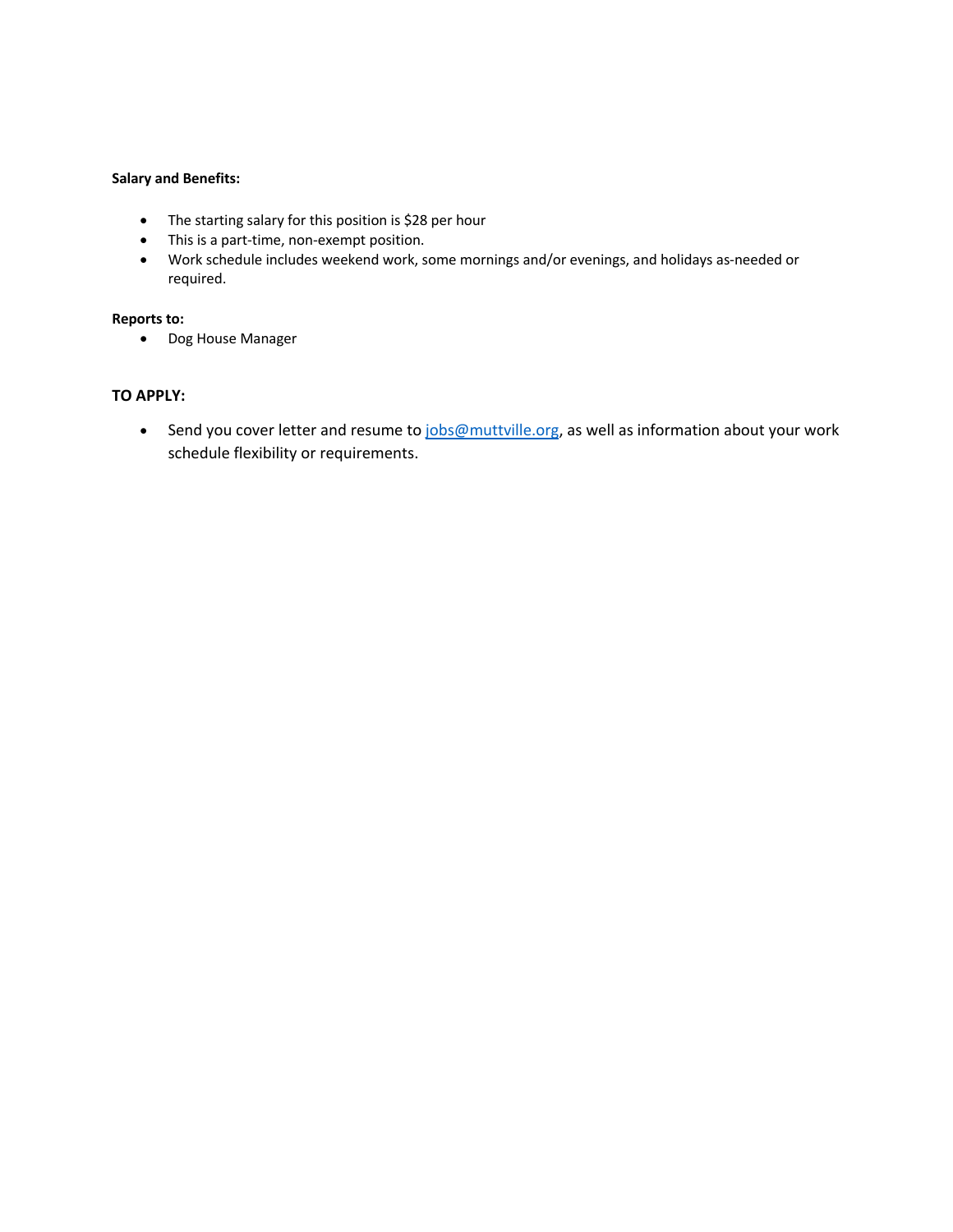**Salary and Benefits:**

- The starting salary for this position is $28 per hour
- This is a part-time, non-exempt position.
- Work schedule includes weekend work, some mornings and/or evenings, and holidays as-needed or required.

**Reports to:**

- Dog House Manager

**TO APPLY:**

- Send you cover letter and resume to jobs@muttville.org, as well as information about your work schedule flexibility or requirements.